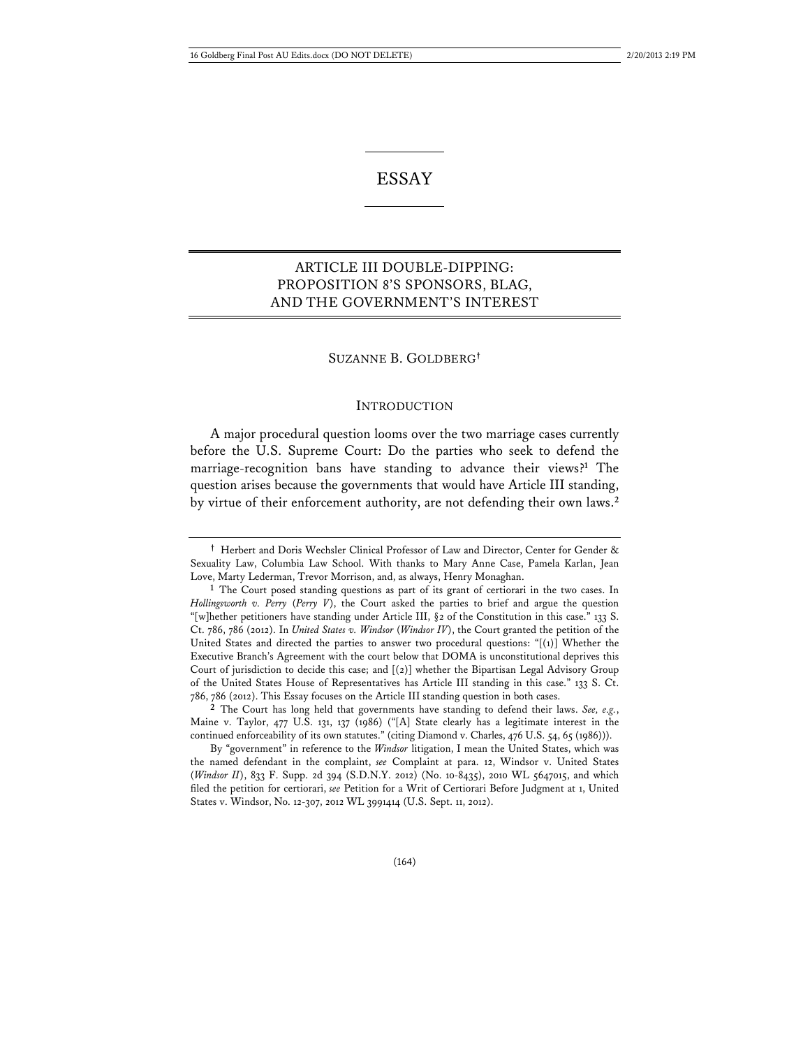# ESSAY

## ARTICLE III DOUBLE-DIPPING: PROPOSITION 8'S SPONSORS, BLAG, AND THE GOVERNMENT'S INTEREST

SUZANNE B. GOLDBERG[†]

### INTRODUCTION

A major procedural question looms over the two marriage cases currently before the U.S. Supreme Court: Do the parties who seek to defend the marriage-recognition bans have standing to advance their views?[1] The question arises because the governments that would have Article III standing, by virtue of their enforcement authority, are not defending their own laws.[2]

---

[†] Herbert and Doris Wechsler Clinical Professor of Law and Director, Center for Gender & Sexuality Law, Columbia Law School. With thanks to Mary Anne Case, Pamela Karlan, Jean Love, Marty Lederman, Trevor Morrison, and, as always, Henry Monaghan.

[1] The Court posed standing questions as part of its grant of certiorari in the two cases. In *Hollingsworth v. Perry* (*Perry V*), the Court asked the parties to brief and argue the question "[w]hether petitioners have standing under Article III, §2 of the Constitution in this case." 133 S. Ct. 786, 786 (2012). In *United States v. Windsor* (*Windsor IV*), the Court granted the petition of the United States and directed the parties to answer two procedural questions: "[(1)] Whether the Executive Branch's Agreement with the court below that DOMA is unconstitutional deprives this Court of jurisdiction to decide this case; and [(2)] whether the Bipartisan Legal Advisory Group of the United States House of Representatives has Article III standing in this case." 133 S. Ct. 786, 786 (2012). This Essay focuses on the Article III standing question in both cases.

[2] The Court has long held that governments have standing to defend their laws. *See, e.g.*, Maine v. Taylor, 477 U.S. 131, 137 (1986) ("[A] State clearly has a legitimate interest in the continued enforceability of its own statutes." (citing Diamond v. Charles, 476 U.S. 54, 65 (1986))).

By "government" in reference to the *Windsor* litigation, I mean the United States, which was the named defendant in the complaint, *see* Complaint at para. 12, Windsor v. United States (*Windsor II*), 833 F. Supp. 2d 394 (S.D.N.Y. 2012) (No. 10-8435), 2010 WL 5647015, and which filed the petition for certiorari, *see* Petition for a Writ of Certiorari Before Judgment at 1, United States v. Windsor, No. 12-307, 2012 WL 3991414 (U.S. Sept. 11, 2012).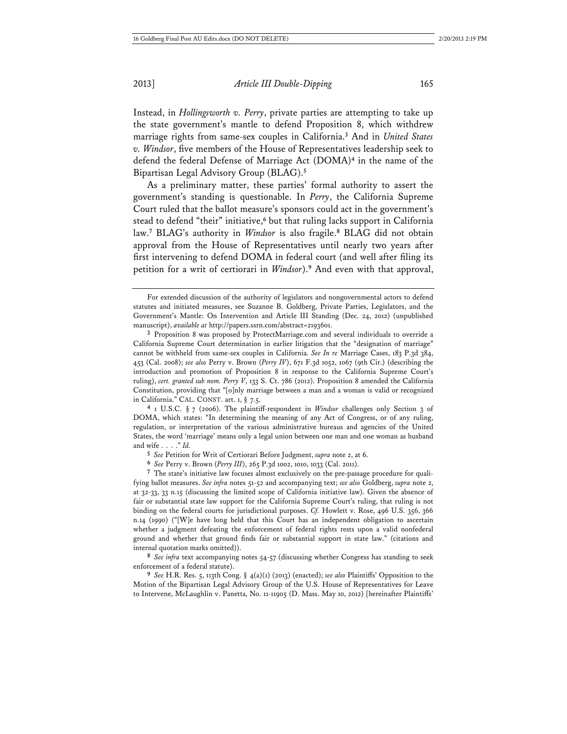Instead, in *Hollingsworth v. Perry*, private parties are attempting to take up the state government's mantle to defend Proposition 8, which withdrew marriage rights from same-sex couples in California.[3] And in *United States v. Windsor*, five members of the House of Representatives leadership seek to defend the federal Defense of Marriage Act (DOMA)[4] in the name of the Bipartisan Legal Advisory Group (BLAG).[5]

As a preliminary matter, these parties' formal authority to assert the government's standing is questionable. In *Perry*, the California Supreme Court ruled that the ballot measure's sponsors could act in the government's stead to defend "their" initiative,[6] but that ruling lacks support in California law.[7] BLAG's authority in *Windsor* is also fragile.[8] BLAG did not obtain approval from the House of Representatives until nearly two years after first intervening to defend DOMA in federal court (and well after filing its petition for a writ of certiorari in *Windsor*).[9] And even with that approval,

---

For extended discussion of the authority of legislators and nongovernmental actors to defend statutes and initiated measures, see Suzanne B. Goldberg, Private Parties, Legislators, and the Government's Mantle: On Intervention and Article III Standing (Dec. 24, 2012) (unpublished manuscript), *available at* http://papers.ssrn.com/abstract=2193601.

[3] Proposition 8 was proposed by ProtectMarriage.com and several individuals to override a California Supreme Court determination in earlier litigation that the "designation of marriage" cannot be withheld from same-sex couples in California. *See In re* Marriage Cases, 183 P.3d 384, 453 (Cal. 2008); *see also* Perry v. Brown (*Perry IV*), 671 F.3d 1052, 1067 (9th Cir.) (describing the introduction and promotion of Proposition 8 in response to the California Supreme Court's ruling), *cert. granted sub nom. Perry V*, 133 S. Ct. 786 (2012). Proposition 8 amended the California Constitution, providing that "[o]nly marriage between a man and a woman is valid or recognized in California." CAL. CONST. art. 1, § 7.5.

[4] 1 U.S.C. § 7 (2006). The plaintiff-respondent in *Windsor* challenges only Section 3 of DOMA, which states: "In determining the meaning of any Act of Congress, or of any ruling, regulation, or interpretation of the various administrative bureaus and agencies of the United States, the word 'marriage' means only a legal union between one man and one woman as husband and wife . . . ." *Id.*

[5] *See* Petition for Writ of Certiorari Before Judgment, *supra* note 2, at 6.

[6] *See* Perry v. Brown (*Perry III*), 265 P.3d 1002, 1010, 1033 (Cal. 2011).

[7] The state's initiative law focuses almost exclusively on the pre-passage procedure for qualifying ballot measures. *See infra* notes 51-52 and accompanying text; *see also* Goldberg, *supra* note 2, at 32-33, 33 n.15 (discussing the limited scope of California initiative law). Given the absence of fair or substantial state law support for the California Supreme Court's ruling, that ruling is not binding on the federal courts for jurisdictional purposes. *Cf.* Howlett v. Rose, 496 U.S. 356, 366 n.14 (1990) ("[W]e have long held that this Court has an independent obligation to ascertain whether a judgment defeating the enforcement of federal rights rests upon a valid nonfederal ground and whether that ground finds fair or substantial support in state law." (citations and internal quotation marks omitted)).

[8] *See infra* text accompanying notes 54-57 (discussing whether Congress has standing to seek enforcement of a federal statute).

[9] *See* H.R. Res. 5, 113th Cong. § 4(a)(1) (2013) (enacted); *see also* Plaintiffs' Opposition to the Motion of the Bipartisan Legal Advisory Group of the U.S. House of Representatives for Leave to Intervene, McLaughlin v. Panetta, No. 11-11905 (D. Mass. May 10, 2012) [hereinafter Plaintiffs'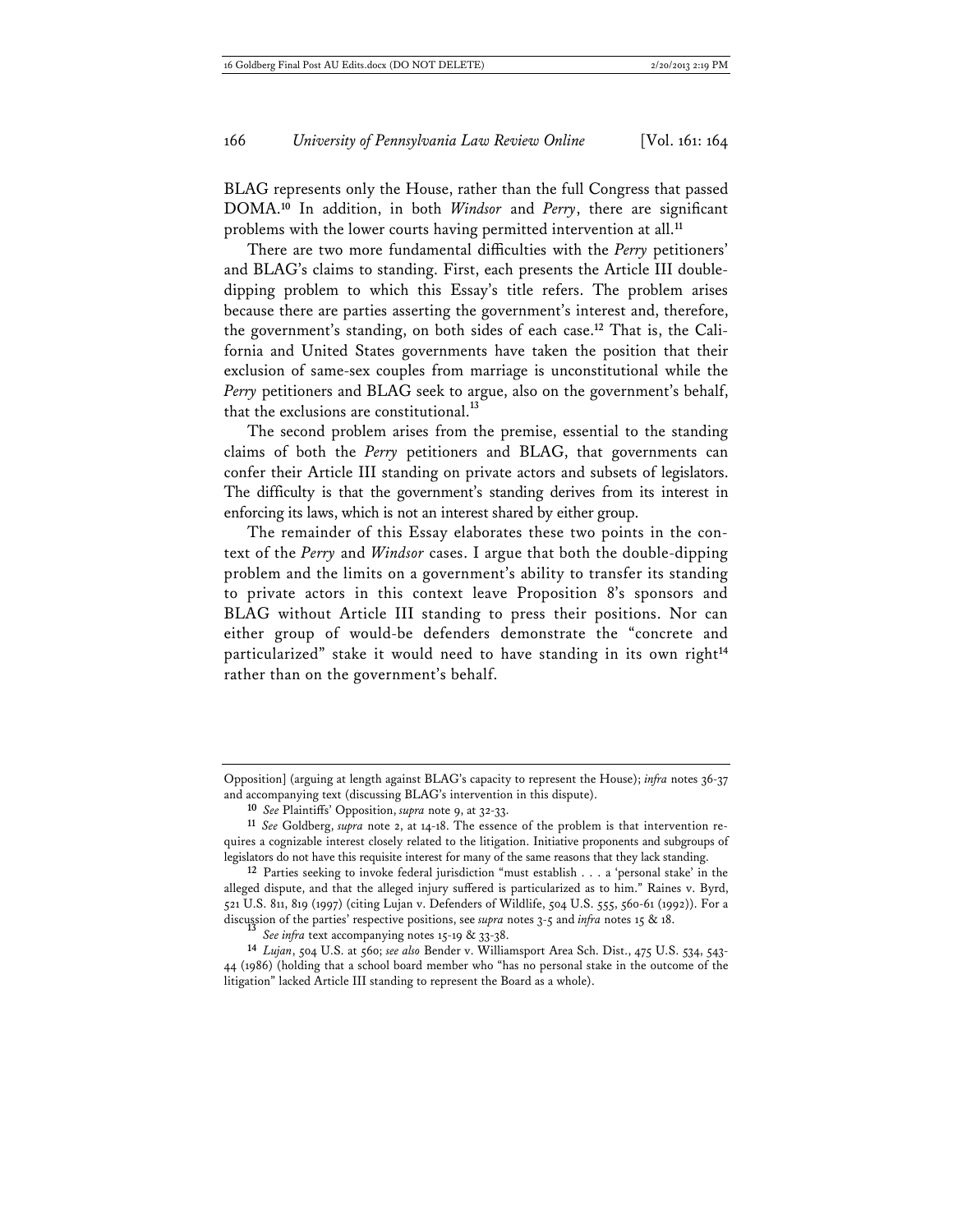BLAG represents only the House, rather than the full Congress that passed DOMA.[10] In addition, in both *Windsor* and *Perry*, there are significant problems with the lower courts having permitted intervention at all.[11]

There are two more fundamental difficulties with the *Perry* petitioners' and BLAG's claims to standing. First, each presents the Article III double-dipping problem to which this Essay's title refers. The problem arises because there are parties asserting the government's interest and, therefore, the government's standing, on both sides of each case.[12] That is, the California and United States governments have taken the position that their exclusion of same-sex couples from marriage is unconstitutional while the *Perry* petitioners and BLAG seek to argue, also on the government's behalf, that the exclusions are constitutional.[13]

The second problem arises from the premise, essential to the standing claims of both the *Perry* petitioners and BLAG, that governments can confer their Article III standing on private actors and subsets of legislators. The difficulty is that the government's standing derives from its interest in enforcing its laws, which is not an interest shared by either group.

The remainder of this Essay elaborates these two points in the context of the *Perry* and *Windsor* cases. I argue that both the double-dipping problem and the limits on a government's ability to transfer its standing to private actors in this context leave Proposition 8's sponsors and BLAG without Article III standing to press their positions. Nor can either group of would-be defenders demonstrate the "concrete and particularized" stake it would need to have standing in its own right[14] rather than on the government's behalf.

---

Opposition] (arguing at length against BLAG's capacity to represent the House); *infra* notes 36-37 and accompanying text (discussing BLAG's intervention in this dispute).

[10] *See* Plaintiffs' Opposition, *supra* note 9, at 32-33.

[11] *See* Goldberg, *supra* note 2, at 14-18. The essence of the problem is that intervention requires a cognizable interest closely related to the litigation. Initiative proponents and subgroups of legislators do not have this requisite interest for many of the same reasons that they lack standing.

[12] Parties seeking to invoke federal jurisdiction "must establish . . . a 'personal stake' in the alleged dispute, and that the alleged injury suffered is particularized as to him." Raines v. Byrd, 521 U.S. 811, 819 (1997) (citing Lujan v. Defenders of Wildlife, 504 U.S. 555, 560-61 (1992)). For a discussion of the parties' respective positions, see *supra* notes 3-5 and *infra* notes 15 & 18.

[13] *See infra* text accompanying notes 15-19 & 33-38.

[14] *Lujan*, 504 U.S. at 560; *see also* Bender v. Williamsport Area Sch. Dist., 475 U.S. 534, 543-44 (1986) (holding that a school board member who "has no personal stake in the outcome of the litigation" lacked Article III standing to represent the Board as a whole).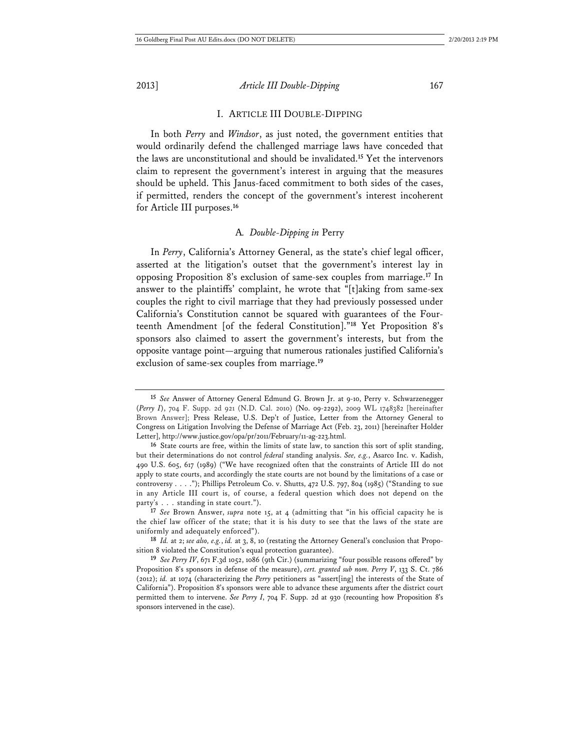# I. Article III Double-Dipping

In both *Perry* and *Windsor*, as just noted, the government entities that would ordinarily defend the challenged marriage laws have conceded that the laws are unconstitutional and should be invalidated.[15] Yet the intervenors claim to represent the government's interest in arguing that the measures should be upheld. This Janus-faced commitment to both sides of the cases, if permitted, renders the concept of the government's interest incoherent for Article III purposes.[16]

## A. *Double-Dipping in* Perry

In *Perry*, California's Attorney General, as the state's chief legal officer, asserted at the litigation's outset that the government's interest lay in opposing Proposition 8's exclusion of same-sex couples from marriage.[17] In answer to the plaintiffs' complaint, he wrote that "[t]aking from same-sex couples the right to civil marriage that they had previously possessed under California's Constitution cannot be squared with guarantees of the Fourteenth Amendment [of the federal Constitution]."[18] Yet Proposition 8's sponsors also claimed to assert the government's interests, but from the opposite vantage point—arguing that numerous rationales justified California's exclusion of same-sex couples from marriage.[19]

---

15 *See* Answer of Attorney General Edmund G. Brown Jr. at 9-10, Perry v. Schwarzenegger (*Perry I*), 704 F. Supp. 2d 921 (N.D. Cal. 2010) (No. 09-2292), 2009 WL 1748382 [hereinafter Brown Answer]; Press Release, U.S. Dep't of Justice, Letter from the Attorney General to Congress on Litigation Involving the Defense of Marriage Act (Feb. 23, 2011) [hereinafter Holder Letter], http://www.justice.gov/opa/pr/2011/February/11-ag-223.html.

16 State courts are free, within the limits of state law, to sanction this sort of split standing, but their determinations do not control *federal* standing analysis. *See, e.g.*, Asarco Inc. v. Kadish, 490 U.S. 605, 617 (1989) ("We have recognized often that the constraints of Article III do not apply to state courts, and accordingly the state courts are not bound by the limitations of a case or controversy . . . ."); Phillips Petroleum Co. v. Shutts, 472 U.S. 797, 804 (1985) ("Standing to sue in any Article III court is, of course, a federal question which does not depend on the party's . . . standing in state court.").

17 *See* Brown Answer, *supra* note 15, at 4 (admitting that "in his official capacity he is the chief law officer of the state; that it is his duty to see that the laws of the state are uniformly and adequately enforced").

18 *Id.* at 2; *see also, e.g.*, *id.* at 3, 8, 10 (restating the Attorney General's conclusion that Proposition 8 violated the Constitution's equal protection guarantee).

19 *See Perry IV*, 671 F.3d 1052, 1086 (9th Cir.) (summarizing "four possible reasons offered" by Proposition 8's sponsors in defense of the measure), *cert. granted sub nom. Perry V*, 133 S. Ct. 786 (2012); *id.* at 1074 (characterizing the *Perry* petitioners as "assert[ing] the interests of the State of California"). Proposition 8's sponsors were able to advance these arguments after the district court permitted them to intervene. *See Perry I*, 704 F. Supp. 2d at 930 (recounting how Proposition 8's sponsors intervened in the case).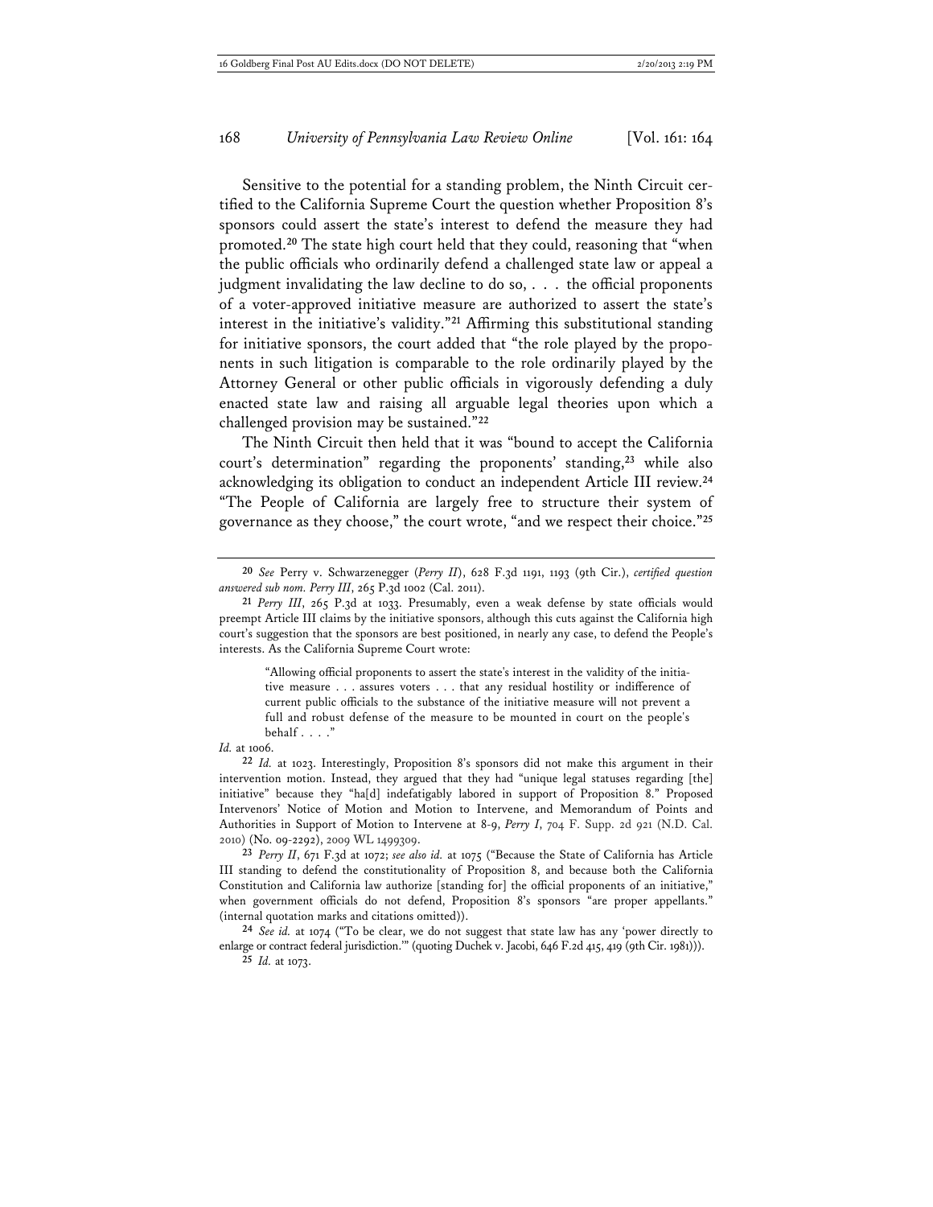Sensitive to the potential for a standing problem, the Ninth Circuit certified to the California Supreme Court the question whether Proposition 8's sponsors could assert the state's interest to defend the measure they had promoted.[20] The state high court held that they could, reasoning that "when the public officials who ordinarily defend a challenged state law or appeal a judgment invalidating the law decline to do so, . . . the official proponents of a voter-approved initiative measure are authorized to assert the state's interest in the initiative's validity."[21] Affirming this substitutional standing for initiative sponsors, the court added that "the role played by the proponents in such litigation is comparable to the role ordinarily played by the Attorney General or other public officials in vigorously defending a duly enacted state law and raising all arguable legal theories upon which a challenged provision may be sustained."[22]

The Ninth Circuit then held that it was "bound to accept the California court's determination" regarding the proponents' standing,[23] while also acknowledging its obligation to conduct an independent Article III review.[24] "The People of California are largely free to structure their system of governance as they choose," the court wrote, "and we respect their choice."[25]

---

[20] *See* Perry v. Schwarzenegger (*Perry II*), 628 F.3d 1191, 1193 (9th Cir.), *certified question answered sub nom. Perry III*, 265 P.3d 1002 (Cal. 2011).

[21] *Perry III*, 265 P.3d at 1033. Presumably, even a weak defense by state officials would preempt Article III claims by the initiative sponsors, although this cuts against the California high court's suggestion that the sponsors are best positioned, in nearly any case, to defend the People's interests. As the California Supreme Court wrote:

> "Allowing official proponents to assert the state's interest in the validity of the initiative measure . . . assures voters . . . that any residual hostility or indifference of current public officials to the substance of the initiative measure will not prevent a full and robust defense of the measure to be mounted in court on the people's behalf . . . ."

*Id.* at 1006.

[22] *Id.* at 1023. Interestingly, Proposition 8's sponsors did not make this argument in their intervention motion. Instead, they argued that they had "unique legal statuses regarding [the] initiative" because they "ha[d] indefatigably labored in support of Proposition 8." Proposed Intervenors' Notice of Motion and Motion to Intervene, and Memorandum of Points and Authorities in Support of Motion to Intervene at 8-9, *Perry I*, 704 F. Supp. 2d 921 (N.D. Cal. 2010) (No. 09-2292), 2009 WL 1499309.

[23] *Perry II*, 671 F.3d at 1072; *see also id.* at 1075 ("Because the State of California has Article III standing to defend the constitutionality of Proposition 8, and because both the California Constitution and California law authorize [standing for] the official proponents of an initiative," when government officials do not defend, Proposition 8's sponsors "are proper appellants." (internal quotation marks and citations omitted)).

[24] *See id.* at 1074 ("To be clear, we do not suggest that state law has any 'power directly to enlarge or contract federal jurisdiction.'" (quoting Duchek v. Jacobi, 646 F.2d 415, 419 (9th Cir. 1981))).

[25] *Id.* at 1073.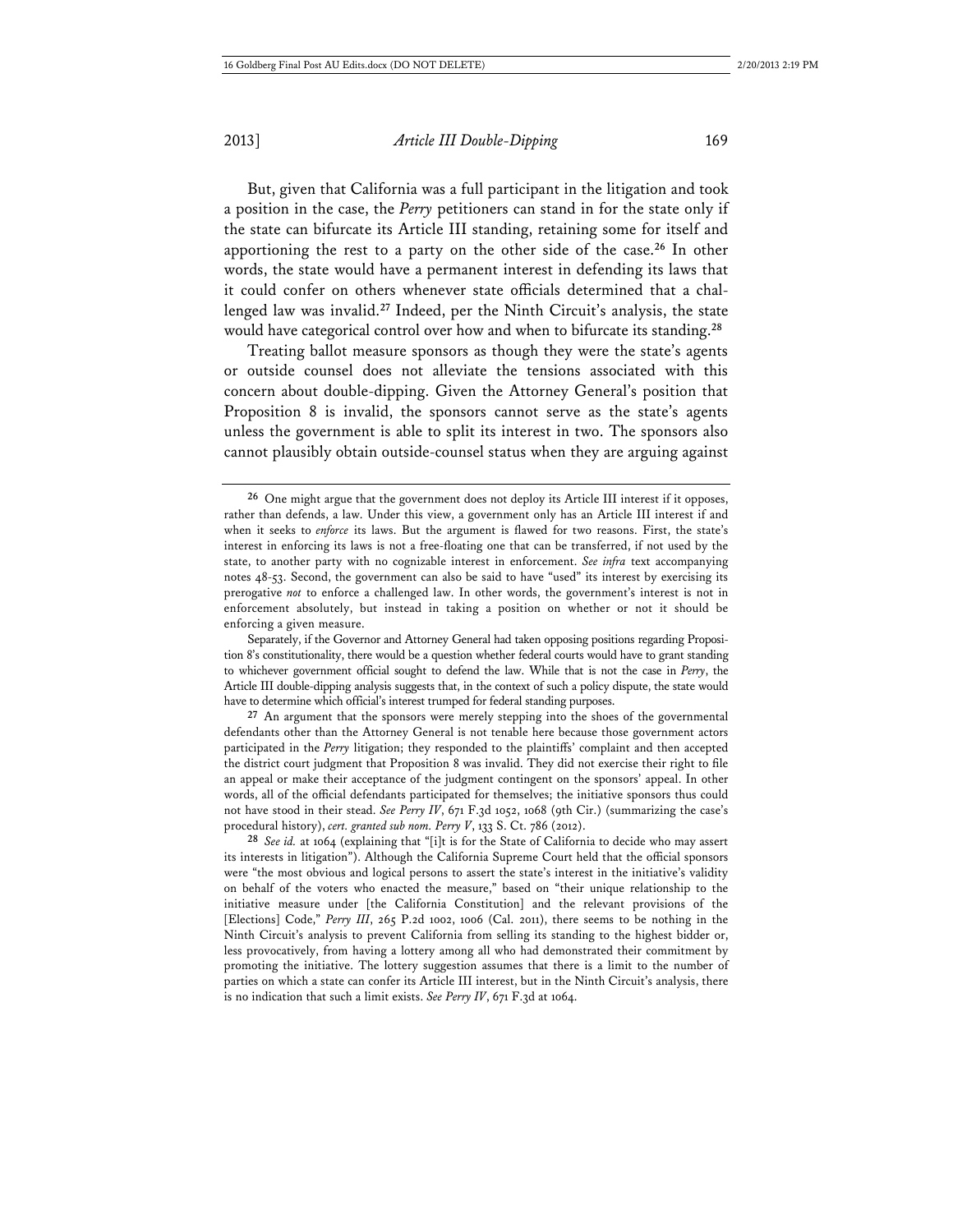But, given that California was a full participant in the litigation and took a position in the case, the *Perry* petitioners can stand in for the state only if the state can bifurcate its Article III standing, retaining some for itself and apportioning the rest to a party on the other side of the case.[26] In other words, the state would have a permanent interest in defending its laws that it could confer on others whenever state officials determined that a challenged law was invalid.[27] Indeed, per the Ninth Circuit's analysis, the state would have categorical control over how and when to bifurcate its standing.[28]

Treating ballot measure sponsors as though they were the state's agents or outside counsel does not alleviate the tensions associated with this concern about double-dipping. Given the Attorney General's position that Proposition 8 is invalid, the sponsors cannot serve as the state's agents unless the government is able to split its interest in two. The sponsors also cannot plausibly obtain outside-counsel status when they are arguing against

---

[26] One might argue that the government does not deploy its Article III interest if it opposes, rather than defends, a law. Under this view, a government only has an Article III interest if and when it seeks to *enforce* its laws. But the argument is flawed for two reasons. First, the state's interest in enforcing its laws is not a free-floating one that can be transferred, if not used by the state, to another party with no cognizable interest in enforcement. *See infra* text accompanying notes 48-53. Second, the government can also be said to have "used" its interest by exercising its prerogative *not* to enforce a challenged law. In other words, the government's interest is not in enforcement absolutely, but instead in taking a position on whether or not it should be enforcing a given measure.

Separately, if the Governor and Attorney General had taken opposing positions regarding Proposition 8's constitutionality, there would be a question whether federal courts would have to grant standing to whichever government official sought to defend the law. While that is not the case in *Perry*, the Article III double-dipping analysis suggests that, in the context of such a policy dispute, the state would have to determine which official's interest trumped for federal standing purposes.

[27] An argument that the sponsors were merely stepping into the shoes of the governmental defendants other than the Attorney General is not tenable here because those government actors participated in the *Perry* litigation; they responded to the plaintiffs' complaint and then accepted the district court judgment that Proposition 8 was invalid. They did not exercise their right to file an appeal or make their acceptance of the judgment contingent on the sponsors' appeal. In other words, all of the official defendants participated for themselves; the initiative sponsors thus could not have stood in their stead. *See Perry IV*, 671 F.3d 1052, 1068 (9th Cir.) (summarizing the case's procedural history), *cert. granted sub nom. Perry V*, 133 S. Ct. 786 (2012).

[28] *See id.* at 1064 (explaining that "[i]t is for the State of California to decide who may assert its interests in litigation"). Although the California Supreme Court held that the official sponsors were "the most obvious and logical persons to assert the state's interest in the initiative's validity on behalf of the voters who enacted the measure," based on "their unique relationship to the initiative measure under [the California Constitution] and the relevant provisions of the [Elections] Code," *Perry III*, 265 P.2d 1002, 1006 (Cal. 2011), there seems to be nothing in the Ninth Circuit's analysis to prevent California from selling its standing to the highest bidder or, less provocatively, from having a lottery among all who had demonstrated their commitment by promoting the initiative. The lottery suggestion assumes that there is a limit to the number of parties on which a state can confer its Article III interest, but in the Ninth Circuit's analysis, there is no indication that such a limit exists. *See Perry IV*, 671 F.3d at 1064.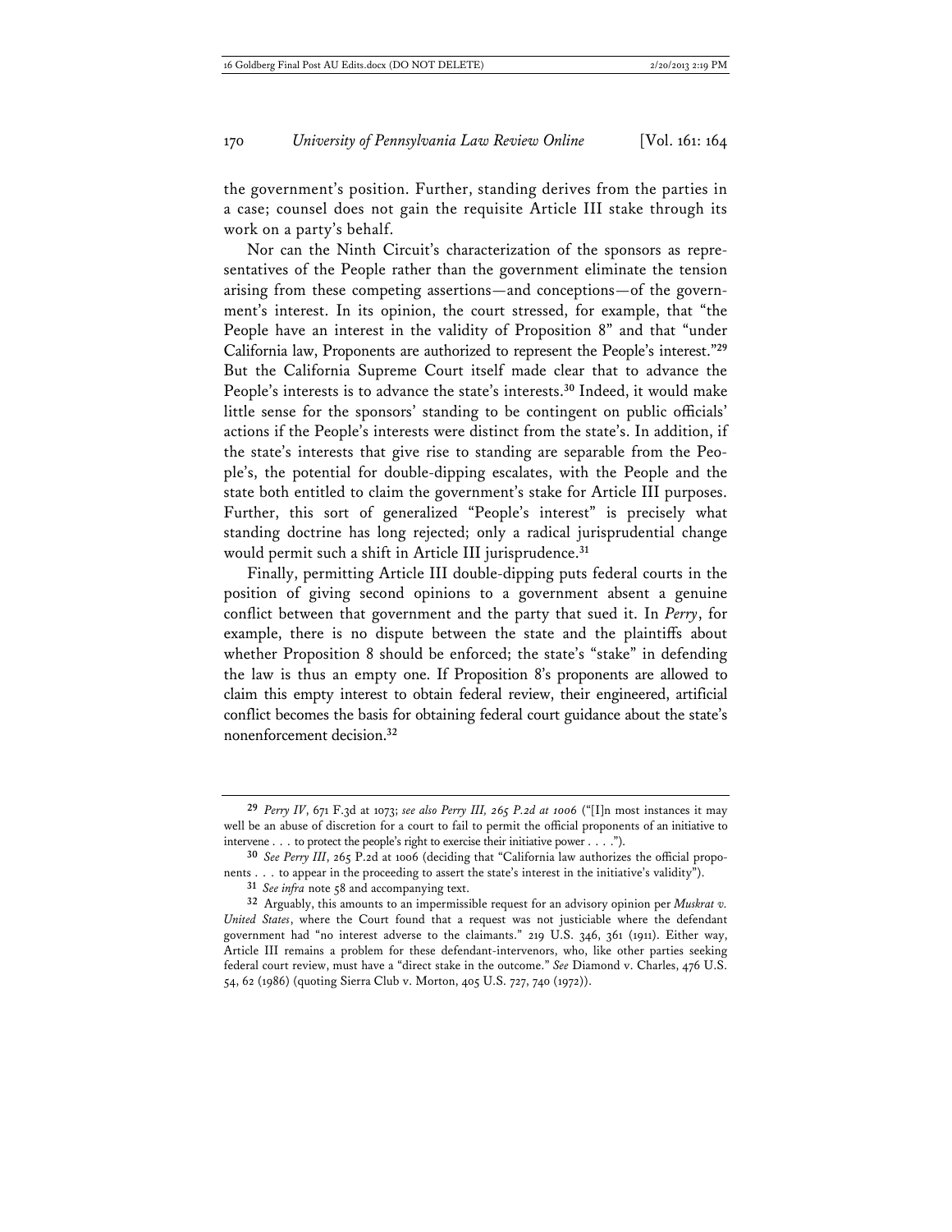the government's position. Further, standing derives from the parties in a case; counsel does not gain the requisite Article III stake through its work on a party's behalf.

Nor can the Ninth Circuit's characterization of the sponsors as representatives of the People rather than the government eliminate the tension arising from these competing assertions—and conceptions—of the government's interest. In its opinion, the court stressed, for example, that "the People have an interest in the validity of Proposition 8" and that "under California law, Proponents are authorized to represent the People's interest."[29] But the California Supreme Court itself made clear that to advance the People's interests is to advance the state's interests.[30] Indeed, it would make little sense for the sponsors' standing to be contingent on public officials' actions if the People's interests were distinct from the state's. In addition, if the state's interests that give rise to standing are separable from the People's, the potential for double-dipping escalates, with the People and the state both entitled to claim the government's stake for Article III purposes. Further, this sort of generalized "People's interest" is precisely what standing doctrine has long rejected; only a radical jurisprudential change would permit such a shift in Article III jurisprudence.[31]

Finally, permitting Article III double-dipping puts federal courts in the position of giving second opinions to a government absent a genuine conflict between that government and the party that sued it. In *Perry*, for example, there is no dispute between the state and the plaintiffs about whether Proposition 8 should be enforced; the state's "stake" in defending the law is thus an empty one. If Proposition 8's proponents are allowed to claim this empty interest to obtain federal review, their engineered, artificial conflict becomes the basis for obtaining federal court guidance about the state's nonenforcement decision.[32]

---

[29] *Perry IV*, 671 F.3d at 1073; *see also Perry III, 265 P.2d at 1006* ("[I]n most instances it may well be an abuse of discretion for a court to fail to permit the official proponents of an initiative to intervene . . . to protect the people's right to exercise their initiative power . . . .").

[30] *See Perry III*, 265 P.2d at 1006 (deciding that "California law authorizes the official proponents . . . to appear in the proceeding to assert the state's interest in the initiative's validity").

[31] *See infra* note 58 and accompanying text.

[32] Arguably, this amounts to an impermissible request for an advisory opinion per *Muskrat v. United States*, where the Court found that a request was not justiciable where the defendant government had "no interest adverse to the claimants." 219 U.S. 346, 361 (1911). Either way, Article III remains a problem for these defendant-intervenors, who, like other parties seeking federal court review, must have a "direct stake in the outcome." *See* Diamond v. Charles, 476 U.S. 54, 62 (1986) (quoting Sierra Club v. Morton, 405 U.S. 727, 740 (1972)).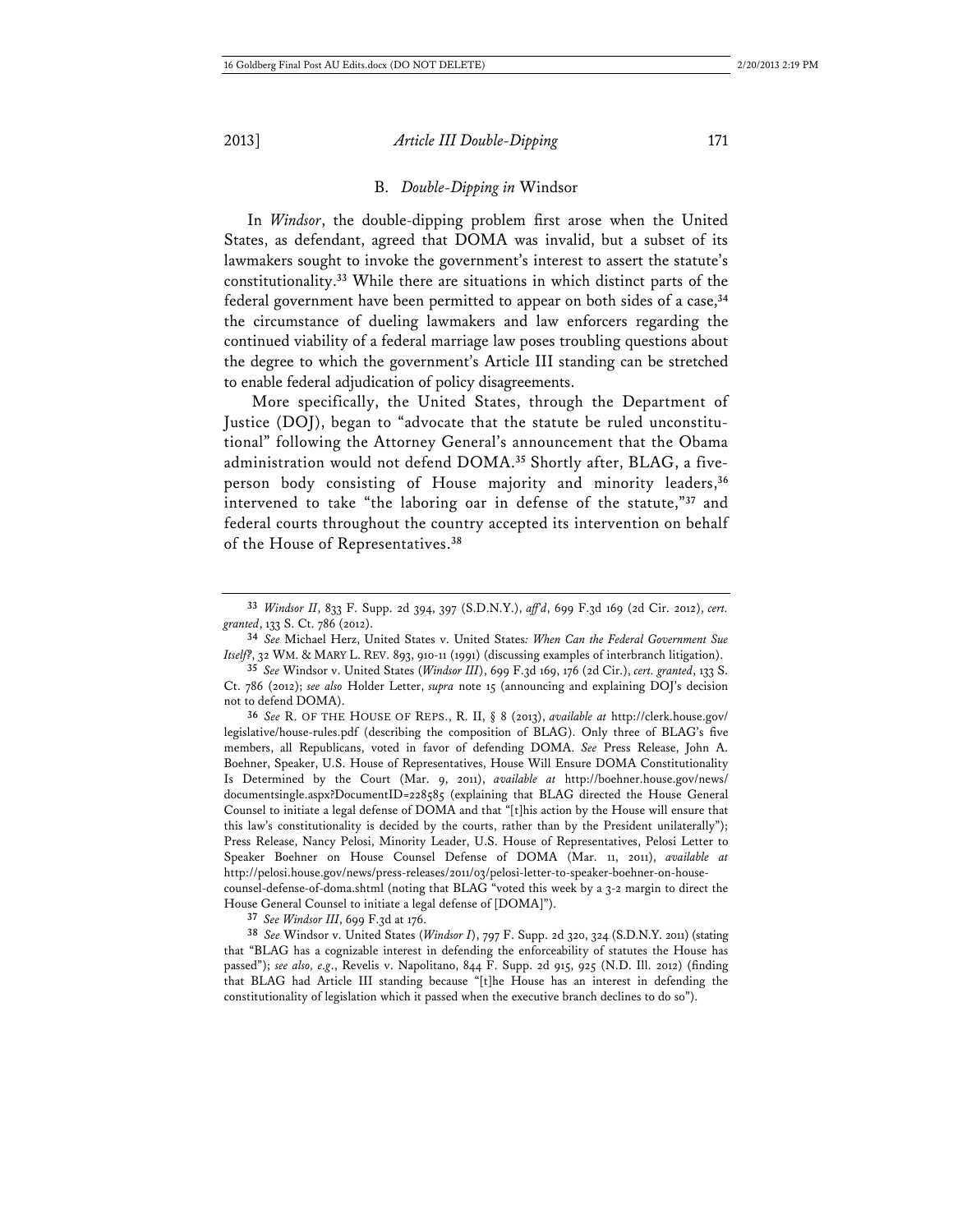### B. *Double-Dipping in* Windsor

In *Windsor*, the double-dipping problem first arose when the United States, as defendant, agreed that DOMA was invalid, but a subset of its lawmakers sought to invoke the government's interest to assert the statute's constitutionality.[33] While there are situations in which distinct parts of the federal government have been permitted to appear on both sides of a case,[34] the circumstance of dueling lawmakers and law enforcers regarding the continued viability of a federal marriage law poses troubling questions about the degree to which the government's Article III standing can be stretched to enable federal adjudication of policy disagreements.

More specifically, the United States, through the Department of Justice (DOJ), began to "advocate that the statute be ruled unconstitutional" following the Attorney General's announcement that the Obama administration would not defend DOMA.[35] Shortly after, BLAG, a five-person body consisting of House majority and minority leaders,[36] intervened to take "the laboring oar in defense of the statute,"[37] and federal courts throughout the country accepted its intervention on behalf of the House of Representatives.[38]

---

[33] *Windsor II*, 833 F. Supp. 2d 394, 397 (S.D.N.Y.), *aff'd*, 699 F.3d 169 (2d Cir. 2012), *cert. granted*, 133 S. Ct. 786 (2012).

[34] *See* Michael Herz, United States v. United States*: When Can the Federal Government Sue Itself?*, 32 WM. & MARY L. REV. 893, 910-11 (1991) (discussing examples of interbranch litigation).

[35] *See* Windsor v. United States (*Windsor III*), 699 F.3d 169, 176 (2d Cir.), *cert. granted*, 133 S. Ct. 786 (2012); *see also* Holder Letter, *supra* note 15 (announcing and explaining DOJ's decision not to defend DOMA).

[36] *See* R. OF THE HOUSE OF REPS., R. II, § 8 (2013), *available at* http://clerk.house.gov/legislative/house-rules.pdf (describing the composition of BLAG). Only three of BLAG's five members, all Republicans, voted in favor of defending DOMA. *See* Press Release, John A. Boehner, Speaker, U.S. House of Representatives, House Will Ensure DOMA Constitutionality Is Determined by the Court (Mar. 9, 2011), *available at* http://boehner.house.gov/news/documentsingle.aspx?DocumentID=228585 (explaining that BLAG directed the House General Counsel to initiate a legal defense of DOMA and that "[t]his action by the House will ensure that this law's constitutionality is decided by the courts, rather than by the President unilaterally"); Press Release, Nancy Pelosi, Minority Leader, U.S. House of Representatives, Pelosi Letter to Speaker Boehner on House Counsel Defense of DOMA (Mar. 11, 2011), *available at* http://pelosi.house.gov/news/press-releases/2011/03/pelosi-letter-to-speaker-boehner-on-house-counsel-defense-of-doma.shtml (noting that BLAG "voted this week by a 3-2 margin to direct the House General Counsel to initiate a legal defense of [DOMA]").

[37] *See Windsor III*, 699 F.3d at 176.

[38] *See* Windsor v. United States (*Windsor I*), 797 F. Supp. 2d 320, 324 (S.D.N.Y. 2011) (stating that "BLAG has a cognizable interest in defending the enforceability of statutes the House has passed"); *see also, e.g.*, Revelis v. Napolitano, 844 F. Supp. 2d 915, 925 (N.D. Ill. 2012) (finding that BLAG had Article III standing because "[t]he House has an interest in defending the constitutionality of legislation which it passed when the executive branch declines to do so").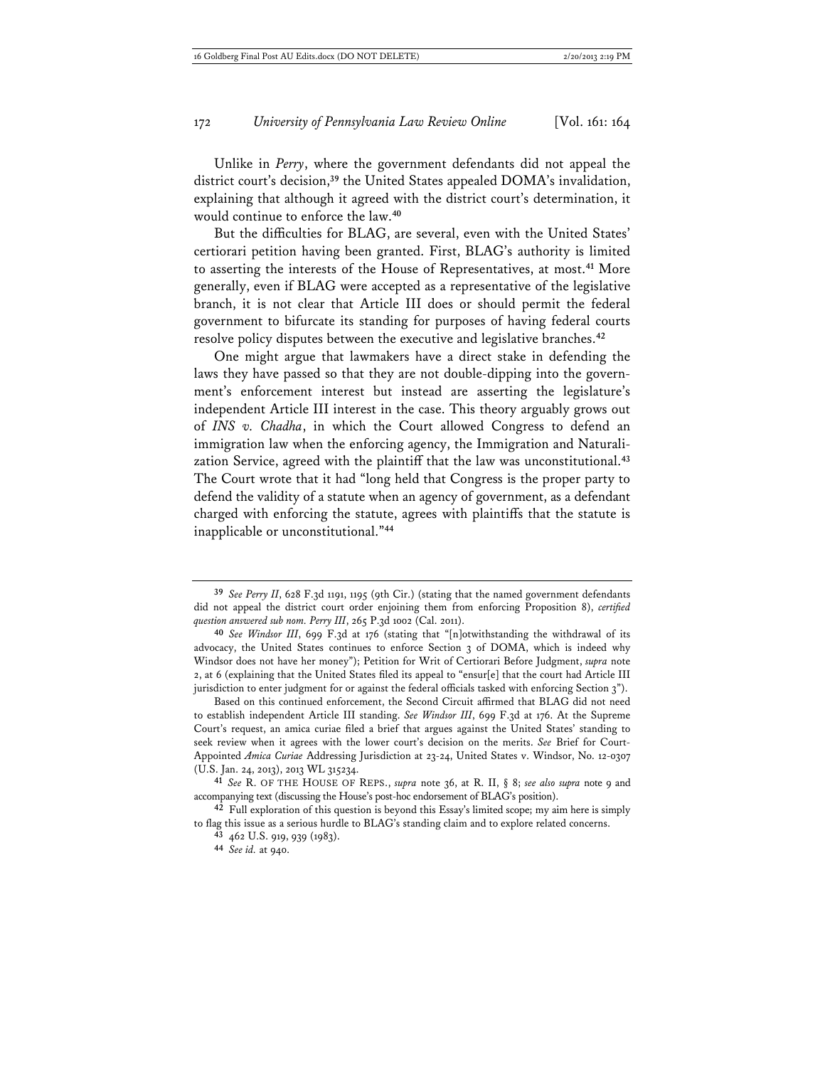Unlike in *Perry*, where the government defendants did not appeal the district court's decision,[39] the United States appealed DOMA's invalidation, explaining that although it agreed with the district court's determination, it would continue to enforce the law.[40]

But the difficulties for BLAG, are several, even with the United States' certiorari petition having been granted. First, BLAG's authority is limited to asserting the interests of the House of Representatives, at most.[41] More generally, even if BLAG were accepted as a representative of the legislative branch, it is not clear that Article III does or should permit the federal government to bifurcate its standing for purposes of having federal courts resolve policy disputes between the executive and legislative branches.[42]

One might argue that lawmakers have a direct stake in defending the laws they have passed so that they are not double-dipping into the government's enforcement interest but instead are asserting the legislature's independent Article III interest in the case. This theory arguably grows out of *INS v. Chadha*, in which the Court allowed Congress to defend an immigration law when the enforcing agency, the Immigration and Naturalization Service, agreed with the plaintiff that the law was unconstitutional.[43] The Court wrote that it had "long held that Congress is the proper party to defend the validity of a statute when an agency of government, as a defendant charged with enforcing the statute, agrees with plaintiffs that the statute is inapplicable or unconstitutional."[44]

---

[39] *See Perry II*, 628 F.3d 1191, 1195 (9th Cir.) (stating that the named government defendants did not appeal the district court order enjoining them from enforcing Proposition 8), *certified question answered sub nom. Perry III*, 265 P.3d 1002 (Cal. 2011).

[40] *See Windsor III*, 699 F.3d at 176 (stating that "[n]otwithstanding the withdrawal of its advocacy, the United States continues to enforce Section 3 of DOMA, which is indeed why Windsor does not have her money"); Petition for Writ of Certiorari Before Judgment, *supra* note 2, at 6 (explaining that the United States filed its appeal to "ensur[e] that the court had Article III jurisdiction to enter judgment for or against the federal officials tasked with enforcing Section 3").

Based on this continued enforcement, the Second Circuit affirmed that BLAG did not need to establish independent Article III standing. *See Windsor III*, 699 F.3d at 176. At the Supreme Court's request, an amica curiae filed a brief that argues against the United States' standing to seek review when it agrees with the lower court's decision on the merits. *See* Brief for Court-Appointed *Amica Curiae* Addressing Jurisdiction at 23-24, United States v. Windsor, No. 12-0307 (U.S. Jan. 24, 2013), 2013 WL 315234.

[41] *See* R. OF THE HOUSE OF REPS., *supra* note 36, at R. II, § 8; *see also supra* note 9 and accompanying text (discussing the House's post-hoc endorsement of BLAG's position).

[42] Full exploration of this question is beyond this Essay's limited scope; my aim here is simply to flag this issue as a serious hurdle to BLAG's standing claim and to explore related concerns.

[43] 462 U.S. 919, 939 (1983).

[44] *See id.* at 940.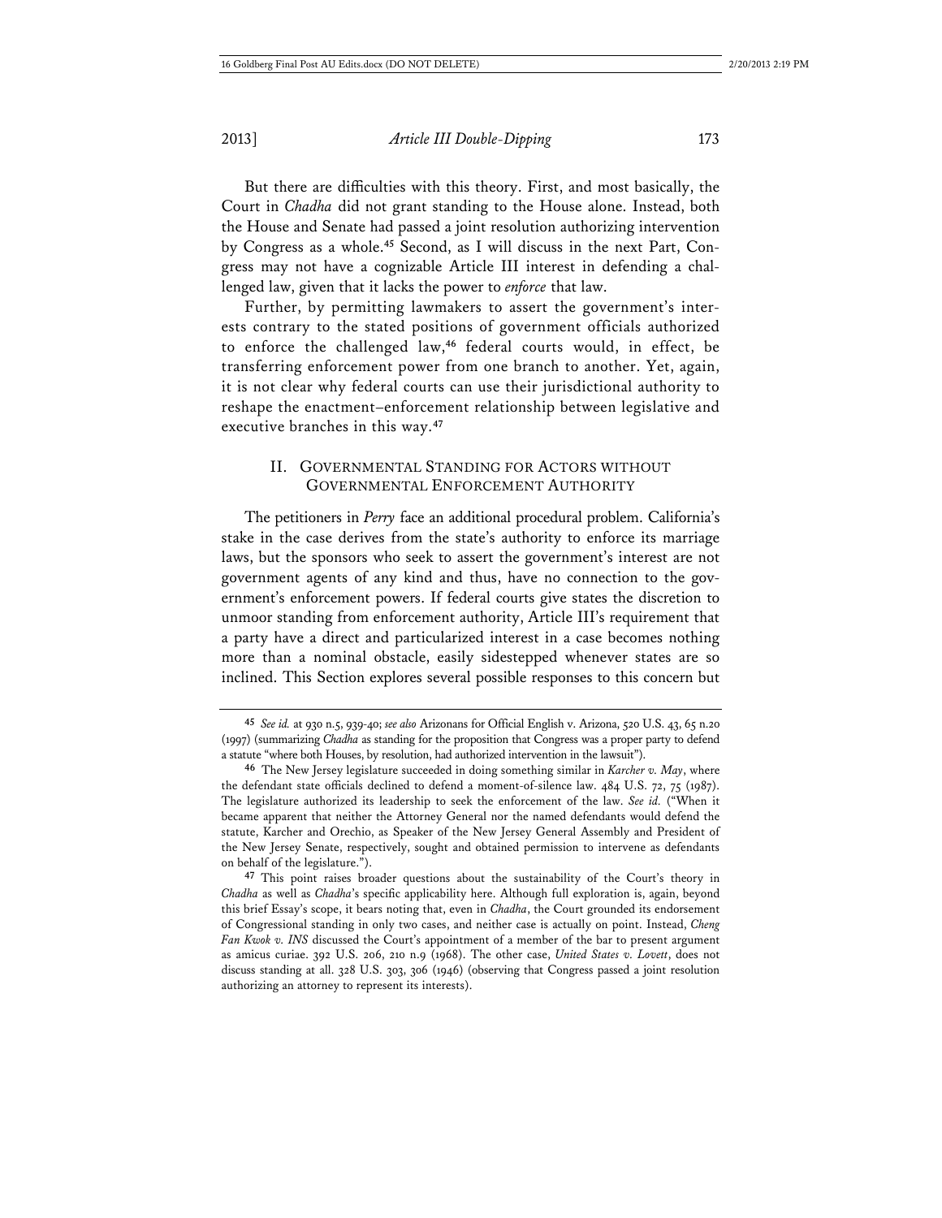But there are difficulties with this theory. First, and most basically, the Court in *Chadha* did not grant standing to the House alone. Instead, both the House and Senate had passed a joint resolution authorizing intervention by Congress as a whole.[45] Second, as I will discuss in the next Part, Congress may not have a cognizable Article III interest in defending a challenged law, given that it lacks the power to *enforce* that law.

Further, by permitting lawmakers to assert the government's interests contrary to the stated positions of government officials authorized to enforce the challenged law,[46] federal courts would, in effect, be transferring enforcement power from one branch to another. Yet, again, it is not clear why federal courts can use their jurisdictional authority to reshape the enactment–enforcement relationship between legislative and executive branches in this way.[47]

## II. Governmental Standing for Actors without Governmental Enforcement Authority

The petitioners in *Perry* face an additional procedural problem. California's stake in the case derives from the state's authority to enforce its marriage laws, but the sponsors who seek to assert the government's interest are not government agents of any kind and thus, have no connection to the government's enforcement powers. If federal courts give states the discretion to unmoor standing from enforcement authority, Article III's requirement that a party have a direct and particularized interest in a case becomes nothing more than a nominal obstacle, easily sidestepped whenever states are so inclined. This Section explores several possible responses to this concern but

---

[45] *See id.* at 930 n.5, 939-40; *see also* Arizonans for Official English v. Arizona, 520 U.S. 43, 65 n.20 (1997) (summarizing *Chadha* as standing for the proposition that Congress was a proper party to defend a statute "where both Houses, by resolution, had authorized intervention in the lawsuit").

[46] The New Jersey legislature succeeded in doing something similar in *Karcher v. May*, where the defendant state officials declined to defend a moment-of-silence law. 484 U.S. 72, 75 (1987). The legislature authorized its leadership to seek the enforcement of the law. *See id.* ("When it became apparent that neither the Attorney General nor the named defendants would defend the statute, Karcher and Orechio, as Speaker of the New Jersey General Assembly and President of the New Jersey Senate, respectively, sought and obtained permission to intervene as defendants on behalf of the legislature.").

[47] This point raises broader questions about the sustainability of the Court's theory in *Chadha* as well as *Chadha*'s specific applicability here. Although full exploration is, again, beyond this brief Essay's scope, it bears noting that, even in *Chadha*, the Court grounded its endorsement of Congressional standing in only two cases, and neither case is actually on point. Instead, *Cheng Fan Kwok v. INS* discussed the Court's appointment of a member of the bar to present argument as amicus curiae. 392 U.S. 206, 210 n.9 (1968). The other case, *United States v. Lovett*, does not discuss standing at all. 328 U.S. 303, 306 (1946) (observing that Congress passed a joint resolution authorizing an attorney to represent its interests).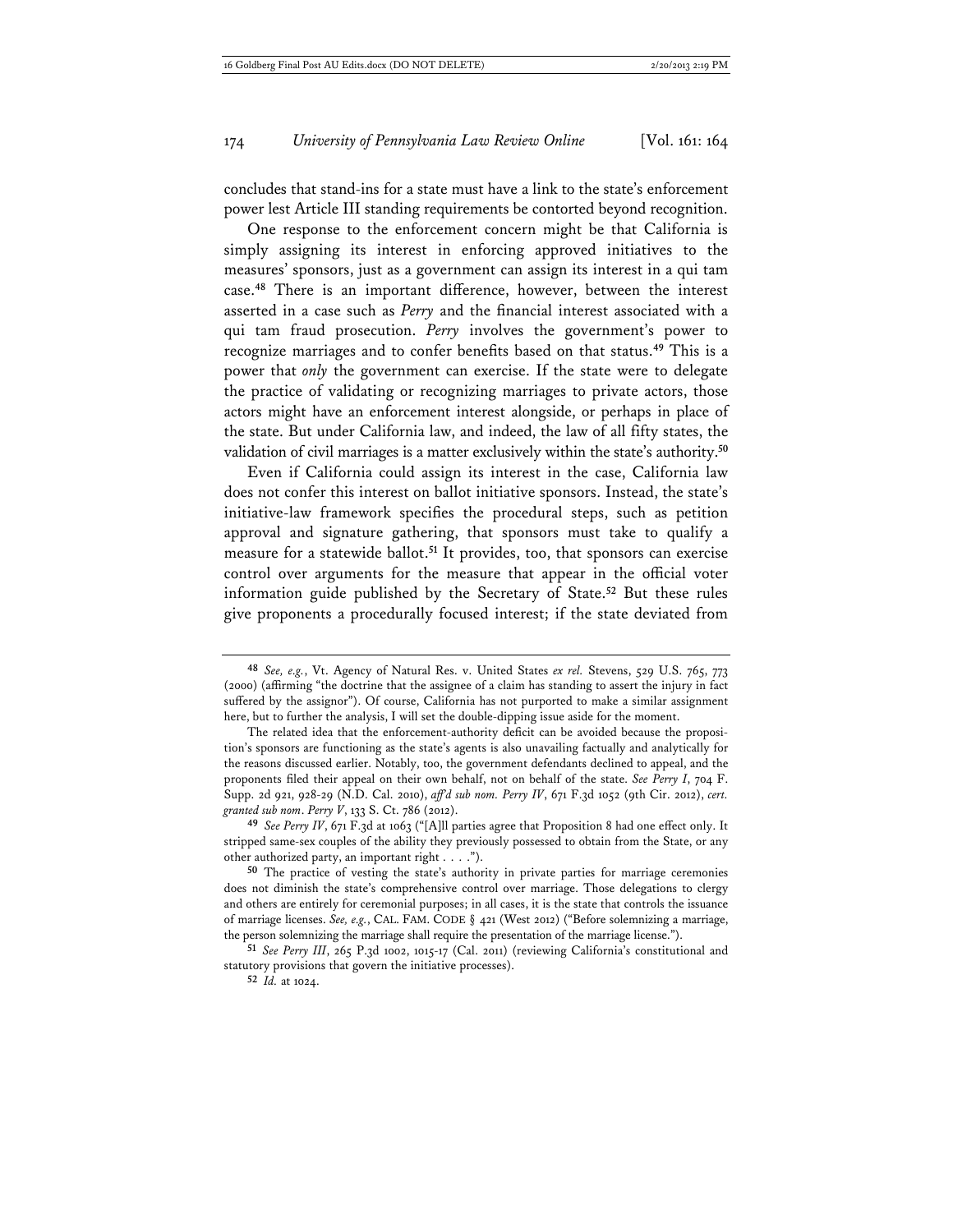concludes that stand-ins for a state must have a link to the state's enforcement power lest Article III standing requirements be contorted beyond recognition.

One response to the enforcement concern might be that California is simply assigning its interest in enforcing approved initiatives to the measures' sponsors, just as a government can assign its interest in a qui tam case.[48] There is an important difference, however, between the interest asserted in a case such as *Perry* and the financial interest associated with a qui tam fraud prosecution. *Perry* involves the government's power to recognize marriages and to confer benefits based on that status.[49] This is a power that *only* the government can exercise. If the state were to delegate the practice of validating or recognizing marriages to private actors, those actors might have an enforcement interest alongside, or perhaps in place of the state. But under California law, and indeed, the law of all fifty states, the validation of civil marriages is a matter exclusively within the state's authority.[50]

Even if California could assign its interest in the case, California law does not confer this interest on ballot initiative sponsors. Instead, the state's initiative-law framework specifies the procedural steps, such as petition approval and signature gathering, that sponsors must take to qualify a measure for a statewide ballot.[51] It provides, too, that sponsors can exercise control over arguments for the measure that appear in the official voter information guide published by the Secretary of State.[52] But these rules give proponents a procedurally focused interest; if the state deviated from

---

[48] *See, e.g.*, Vt. Agency of Natural Res. v. United States *ex rel.* Stevens, 529 U.S. 765, 773 (2000) (affirming "the doctrine that the assignee of a claim has standing to assert the injury in fact suffered by the assignor"). Of course, California has not purported to make a similar assignment here, but to further the analysis, I will set the double-dipping issue aside for the moment.

The related idea that the enforcement-authority deficit can be avoided because the proposition's sponsors are functioning as the state's agents is also unavailing factually and analytically for the reasons discussed earlier. Notably, too, the government defendants declined to appeal, and the proponents filed their appeal on their own behalf, not on behalf of the state. *See Perry I*, 704 F. Supp. 2d 921, 928-29 (N.D. Cal. 2010), *aff'd sub nom. Perry IV*, 671 F.3d 1052 (9th Cir. 2012), *cert. granted sub nom*. *Perry V*, 133 S. Ct. 786 (2012).

[49] *See Perry IV*, 671 F.3d at 1063 ("[A]ll parties agree that Proposition 8 had one effect only. It stripped same-sex couples of the ability they previously possessed to obtain from the State, or any other authorized party, an important right . . . .").

[50] The practice of vesting the state's authority in private parties for marriage ceremonies does not diminish the state's comprehensive control over marriage. Those delegations to clergy and others are entirely for ceremonial purposes; in all cases, it is the state that controls the issuance of marriage licenses. *See, e.g.*, CAL. FAM. CODE § 421 (West 2012) ("Before solemnizing a marriage, the person solemnizing the marriage shall require the presentation of the marriage license.").

[51] *See Perry III*, 265 P.3d 1002, 1015-17 (Cal. 2011) (reviewing California's constitutional and statutory provisions that govern the initiative processes).

[52] *Id.* at 1024.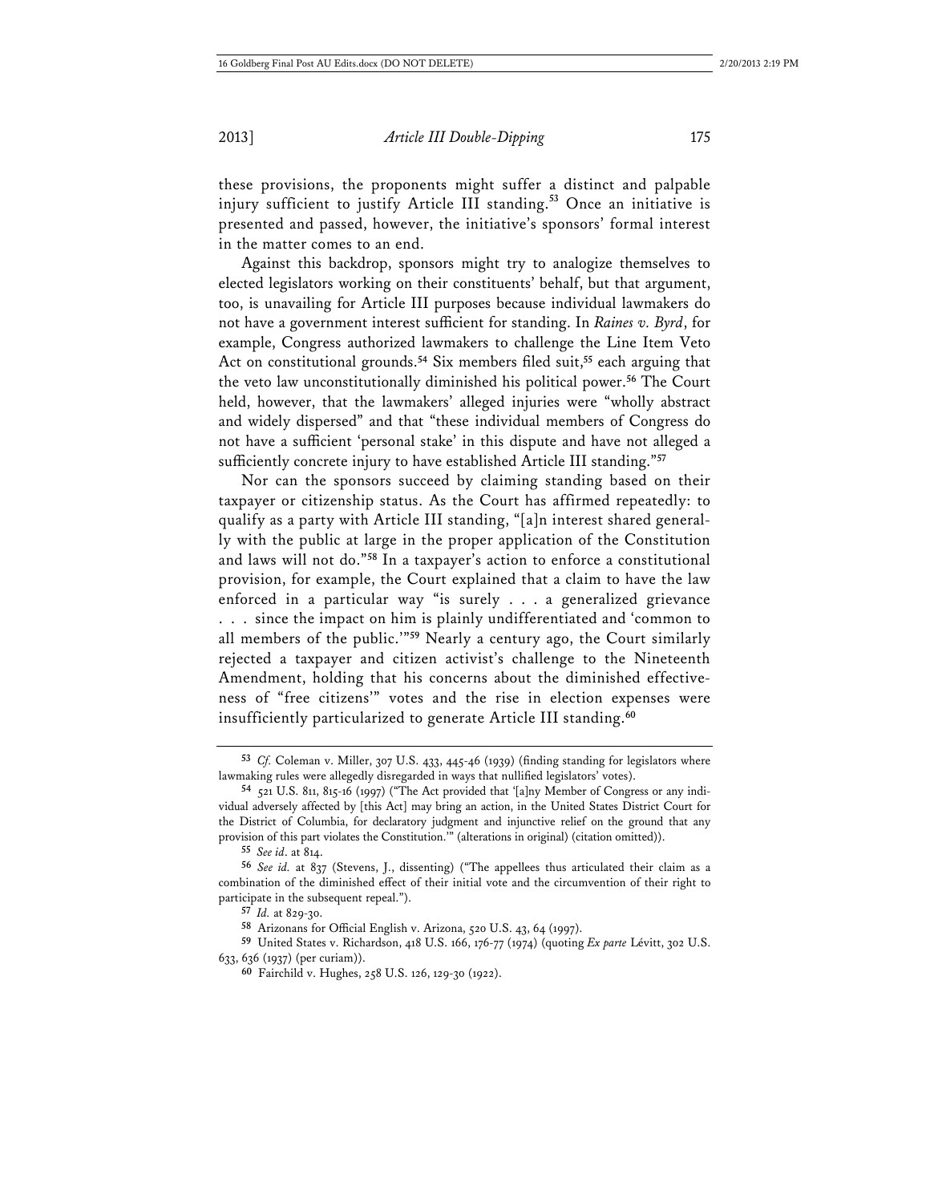these provisions, the proponents might suffer a distinct and palpable injury sufficient to justify Article III standing.[53] Once an initiative is presented and passed, however, the initiative's sponsors' formal interest in the matter comes to an end.

Against this backdrop, sponsors might try to analogize themselves to elected legislators working on their constituents' behalf, but that argument, too, is unavailing for Article III purposes because individual lawmakers do not have a government interest sufficient for standing. In *Raines v. Byrd*, for example, Congress authorized lawmakers to challenge the Line Item Veto Act on constitutional grounds.[54] Six members filed suit,[55] each arguing that the veto law unconstitutionally diminished his political power.[56] The Court held, however, that the lawmakers' alleged injuries were "wholly abstract and widely dispersed" and that "these individual members of Congress do not have a sufficient 'personal stake' in this dispute and have not alleged a sufficiently concrete injury to have established Article III standing."[57]

Nor can the sponsors succeed by claiming standing based on their taxpayer or citizenship status. As the Court has affirmed repeatedly: to qualify as a party with Article III standing, "[a]n interest shared generally with the public at large in the proper application of the Constitution and laws will not do."[58] In a taxpayer's action to enforce a constitutional provision, for example, the Court explained that a claim to have the law enforced in a particular way "is surely . . . a generalized grievance . . . since the impact on him is plainly undifferentiated and 'common to all members of the public.'"[59] Nearly a century ago, the Court similarly rejected a taxpayer and citizen activist's challenge to the Nineteenth Amendment, holding that his concerns about the diminished effectiveness of "free citizens'" votes and the rise in election expenses were insufficiently particularized to generate Article III standing.[60]

---

[53] *Cf.* Coleman v. Miller, 307 U.S. 433, 445-46 (1939) (finding standing for legislators where lawmaking rules were allegedly disregarded in ways that nullified legislators' votes).

[54] 521 U.S. 811, 815-16 (1997) ("The Act provided that '[a]ny Member of Congress or any individual adversely affected by [this Act] may bring an action, in the United States District Court for the District of Columbia, for declaratory judgment and injunctive relief on the ground that any provision of this part violates the Constitution.'" (alterations in original) (citation omitted)).

[55] *See id*. at 814.

[56] *See id.* at 837 (Stevens, J., dissenting) ("The appellees thus articulated their claim as a combination of the diminished effect of their initial vote and the circumvention of their right to participate in the subsequent repeal.").

[57] *Id.* at 829-30.

[58] Arizonans for Official English v. Arizona, 520 U.S. 43, 64 (1997).

[59] United States v. Richardson, 418 U.S. 166, 176-77 (1974) (quoting *Ex parte* Lévitt, 302 U.S. 633, 636 (1937) (per curiam)).

[60] Fairchild v. Hughes, 258 U.S. 126, 129-30 (1922).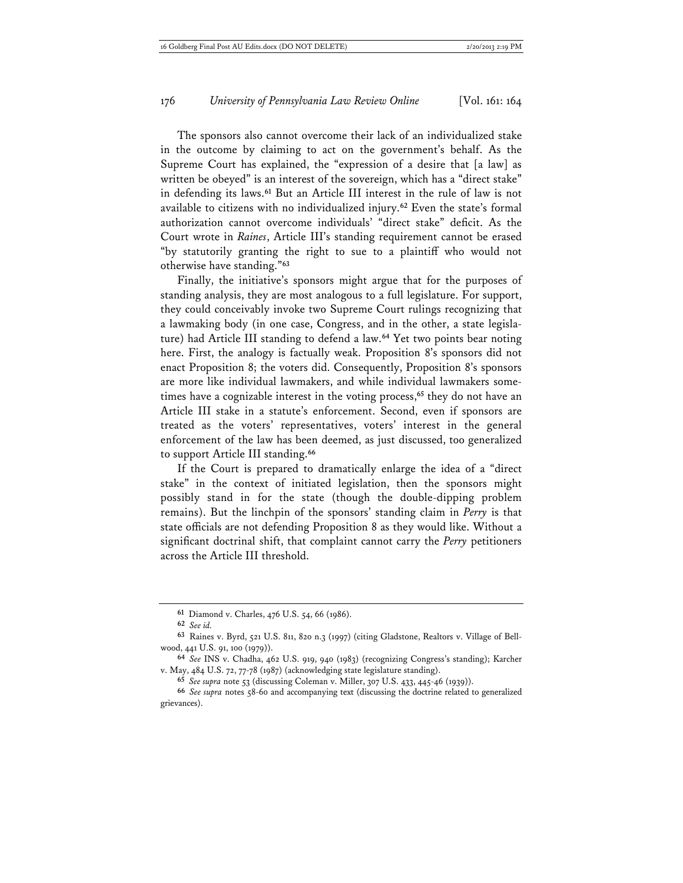The sponsors also cannot overcome their lack of an individualized stake in the outcome by claiming to act on the government's behalf. As the Supreme Court has explained, the "expression of a desire that [a law] as written be obeyed" is an interest of the sovereign, which has a "direct stake" in defending its laws.[61] But an Article III interest in the rule of law is not available to citizens with no individualized injury.[62] Even the state's formal authorization cannot overcome individuals' "direct stake" deficit. As the Court wrote in *Raines*, Article III's standing requirement cannot be erased "by statutorily granting the right to sue to a plaintiff who would not otherwise have standing."[63]

Finally, the initiative's sponsors might argue that for the purposes of standing analysis, they are most analogous to a full legislature. For support, they could conceivably invoke two Supreme Court rulings recognizing that a lawmaking body (in one case, Congress, and in the other, a state legislature) had Article III standing to defend a law.[64] Yet two points bear noting here. First, the analogy is factually weak. Proposition 8's sponsors did not enact Proposition 8; the voters did. Consequently, Proposition 8's sponsors are more like individual lawmakers, and while individual lawmakers sometimes have a cognizable interest in the voting process,[65] they do not have an Article III stake in a statute's enforcement. Second, even if sponsors are treated as the voters' representatives, voters' interest in the general enforcement of the law has been deemed, as just discussed, too generalized to support Article III standing.[66]

If the Court is prepared to dramatically enlarge the idea of a "direct stake" in the context of initiated legislation, then the sponsors might possibly stand in for the state (though the double-dipping problem remains). But the linchpin of the sponsors' standing claim in *Perry* is that state officials are not defending Proposition 8 as they would like. Without a significant doctrinal shift, that complaint cannot carry the *Perry* petitioners across the Article III threshold.

---

[61] Diamond v. Charles, 476 U.S. 54, 66 (1986).

[62] *See id.*

[63] Raines v. Byrd, 521 U.S. 811, 820 n.3 (1997) (citing Gladstone, Realtors v. Village of Bellwood, 441 U.S. 91, 100 (1979)).

[64] *See* INS v. Chadha, 462 U.S. 919, 940 (1983) (recognizing Congress's standing); Karcher v. May, 484 U.S. 72, 77-78 (1987) (acknowledging state legislature standing).

[65] *See supra* note 53 (discussing Coleman v. Miller, 307 U.S. 433, 445-46 (1939)).

[66] *See supra* notes 58-60 and accompanying text (discussing the doctrine related to generalized grievances).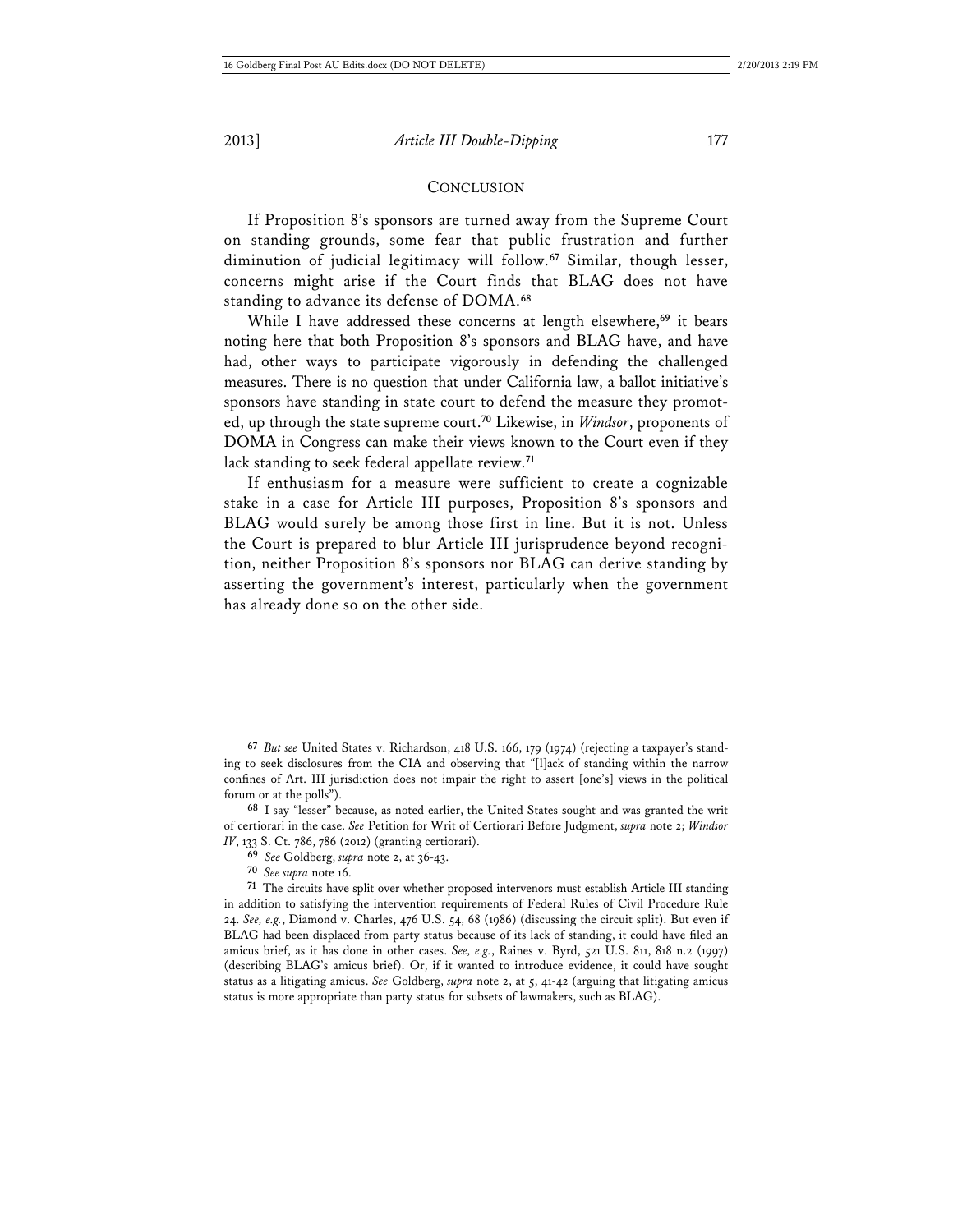## Conclusion

If Proposition 8's sponsors are turned away from the Supreme Court on standing grounds, some fear that public frustration and further diminution of judicial legitimacy will follow.[67] Similar, though lesser, concerns might arise if the Court finds that BLAG does not have standing to advance its defense of DOMA.[68]

While I have addressed these concerns at length elsewhere,[69] it bears noting here that both Proposition 8's sponsors and BLAG have, and have had, other ways to participate vigorously in defending the challenged measures. There is no question that under California law, a ballot initiative's sponsors have standing in state court to defend the measure they promoted, up through the state supreme court.[70] Likewise, in *Windsor*, proponents of DOMA in Congress can make their views known to the Court even if they lack standing to seek federal appellate review.[71]

If enthusiasm for a measure were sufficient to create a cognizable stake in a case for Article III purposes, Proposition 8's sponsors and BLAG would surely be among those first in line. But it is not. Unless the Court is prepared to blur Article III jurisprudence beyond recognition, neither Proposition 8's sponsors nor BLAG can derive standing by asserting the government's interest, particularly when the government has already done so on the other side.

---

67 *But see* United States v. Richardson, 418 U.S. 166, 179 (1974) (rejecting a taxpayer's standing to seek disclosures from the CIA and observing that "[l]ack of standing within the narrow confines of Art. III jurisdiction does not impair the right to assert [one's] views in the political forum or at the polls").

68 I say "lesser" because, as noted earlier, the United States sought and was granted the writ of certiorari in the case. *See* Petition for Writ of Certiorari Before Judgment, *supra* note 2; *Windsor IV*, 133 S. Ct. 786, 786 (2012) (granting certiorari).

69 *See* Goldberg, *supra* note 2, at 36-43.

70 *See supra* note 16.

71 The circuits have split over whether proposed intervenors must establish Article III standing in addition to satisfying the intervention requirements of Federal Rules of Civil Procedure Rule 24. *See, e.g.*, Diamond v. Charles, 476 U.S. 54, 68 (1986) (discussing the circuit split). But even if BLAG had been displaced from party status because of its lack of standing, it could have filed an amicus brief, as it has done in other cases. *See, e.g.*, Raines v. Byrd, 521 U.S. 811, 818 n.2 (1997) (describing BLAG's amicus brief). Or, if it wanted to introduce evidence, it could have sought status as a litigating amicus. *See* Goldberg, *supra* note 2, at 5, 41-42 (arguing that litigating amicus status is more appropriate than party status for subsets of lawmakers, such as BLAG).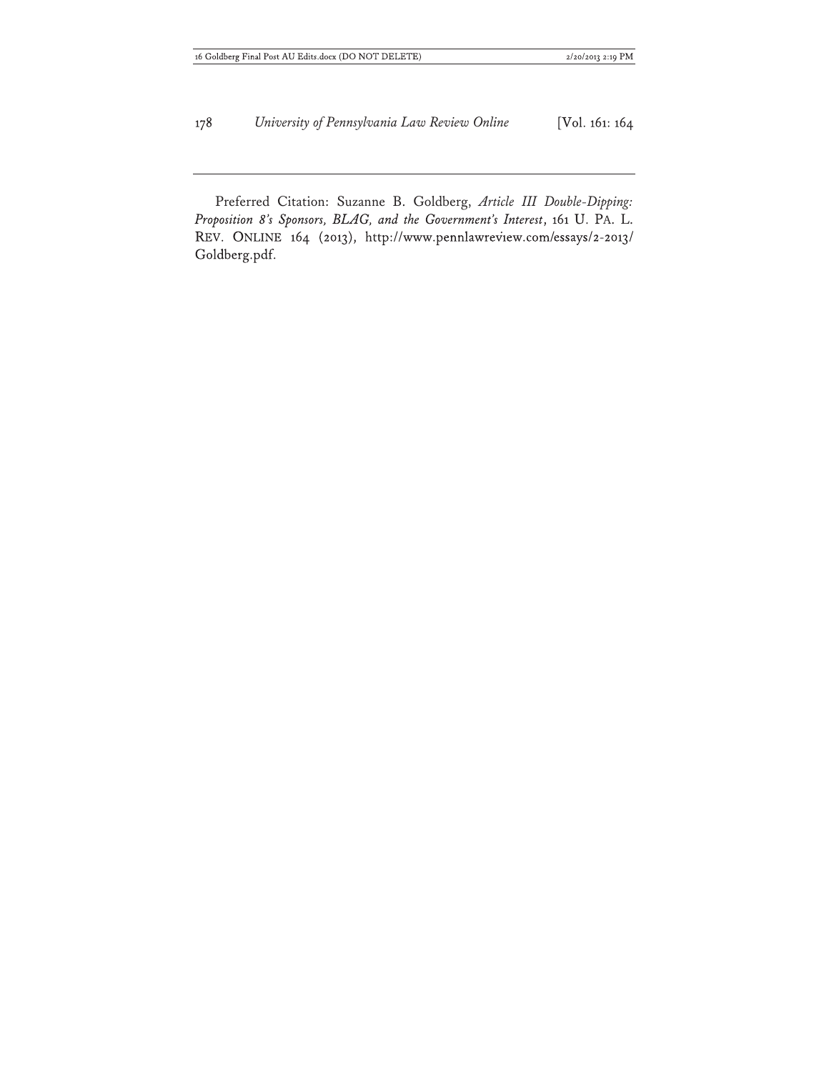Preferred Citation: Suzanne B. Goldberg, *Article III Double-Dipping: Proposition 8's Sponsors, BLAG, and the Government's Interest*, 161 U. PA. L. REV. ONLINE 164 (2013), http://www.pennlawreview.com/essays/2-2013/Goldberg.pdf.